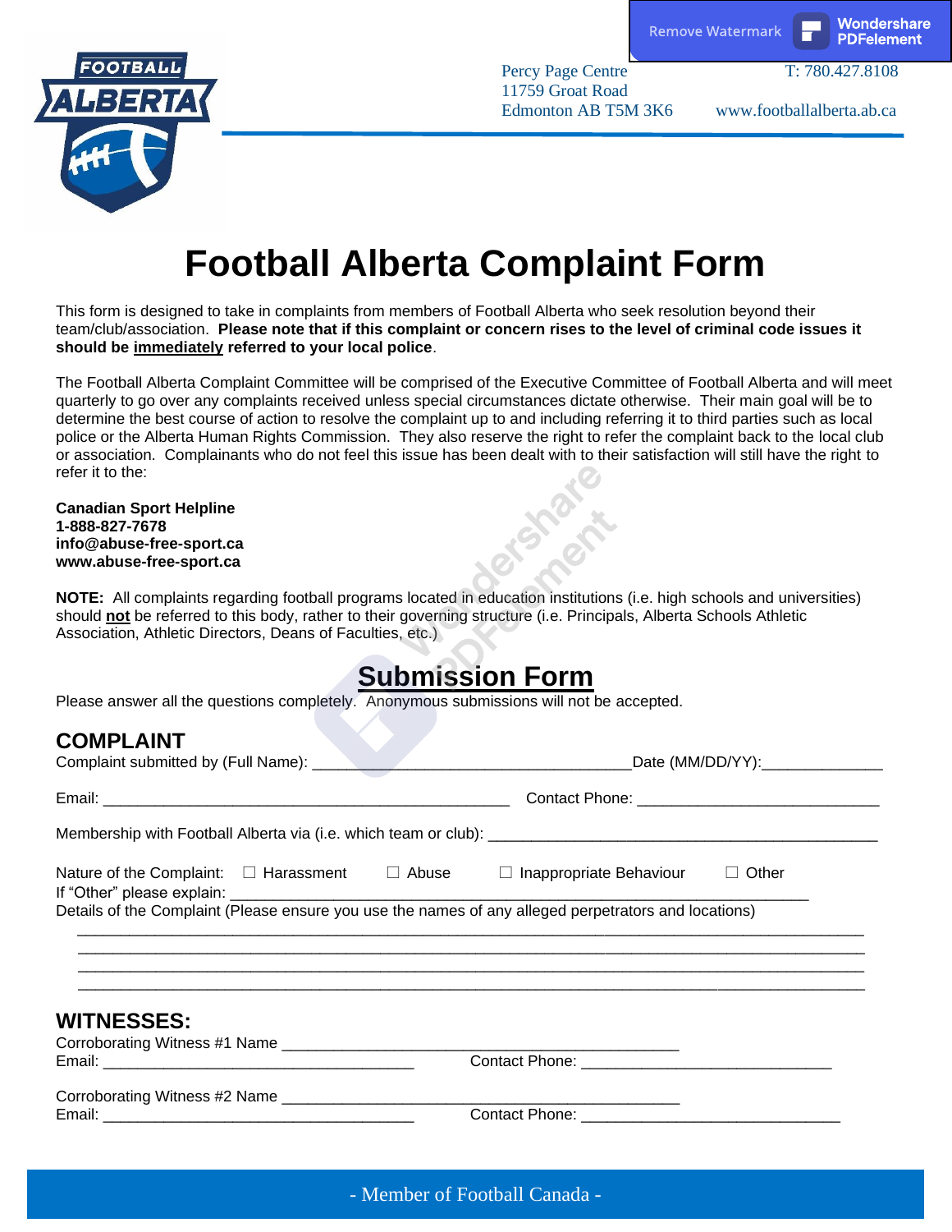Percy Page Centre
11759 Groat Road
Edmonton AB T5M 3K6

T: 780.427.8108
www.footballalberta.ab.ca

# Football Alberta Complaint Form

This form is designed to take in complaints from members of Football Alberta who seek resolution beyond their team/club/association. **Please note that if this complaint or concern rises to the level of criminal code issues it should be <u>immediately</u> referred to your local police**.

The Football Alberta Complaint Committee will be comprised of the Executive Committee of Football Alberta and will meet quarterly to go over any complaints received unless special circumstances dictate otherwise. Their main goal will be to determine the best course of action to resolve the complaint up to and including referring it to third parties such as local police or the Alberta Human Rights Commission. They also reserve the right to refer the complaint back to the local club or association. Complainants who do not feel this issue has been dealt with to their satisfaction will still have the right to refer it to the:

**Canadian Sport Helpline**
**1-888-827-7678**
**info@abuse-free-sport.ca**
**www.abuse-free-sport.ca**

**NOTE:** All complaints regarding football programs located in education institutions (i.e. high schools and universities) should **<u>not</u>** be referred to this body, rather to their governing structure (i.e. Principals, Alberta Schools Athletic Association, Athletic Directors, Deans of Faculties, etc.)

## Submission Form

Please answer all the questions completely. Anonymous submissions will not be accepted.

### COMPLAINT

Complaint submitted by (Full Name): ______________________________________ Date (MM/DD/YY):______________

Email: ________________________________________________ Contact Phone: ____________________________

Membership with Football Alberta via (i.e. which team or club): ______________________________________________

Nature of the Complaint: ☐ Harassment ☐ Abuse ☐ Inappropriate Behaviour ☐ Other

If "Other" please explain: ______________________________________________________________________

Details of the Complaint (Please ensure you use the names of any alleged perpetrators and locations)

_____________________________________________________________________________________________
_____________________________________________________________________________________________
_____________________________________________________________________________________________
_____________________________________________________________________________________________

### WITNESSES:

Corroborating Witness #1 Name _______________________________________________
Email: _____________________________________ Contact Phone: _____________________________

Corroborating Witness #2 Name _______________________________________________
Email: _____________________________________ Contact Phone: ______________________________

- Member of Football Canada -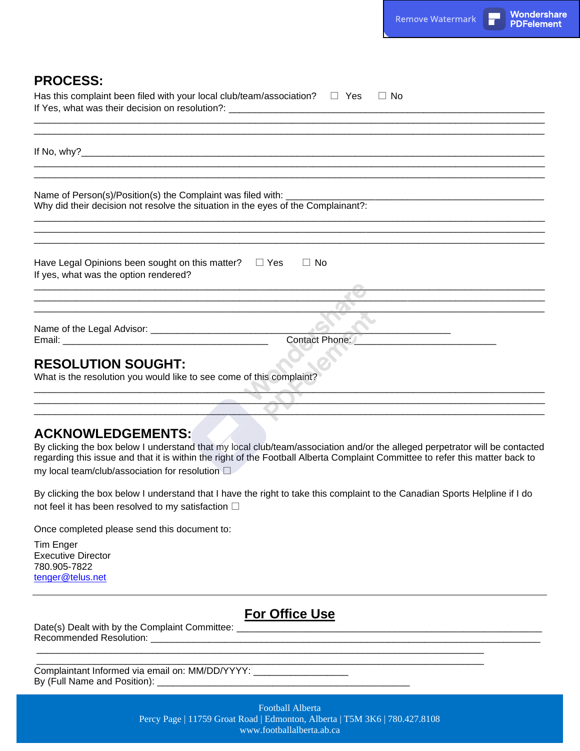## PROCESS:

Has this complaint been filed with your local club/team/association? ☐ Yes ☐ No

If Yes, what was their decision on resolution?: ______________________________________________________________

______________________________________________________________________________________________

______________________________________________________________________________________________

If No, why?______________________________________________________________________________________

______________________________________________________________________________________________

______________________________________________________________________________________________

Name of Person(s)/Position(s) the Complaint was filed with: ___________________________________________

Why did their decision not resolve the situation in the eyes of the Complainant?:

______________________________________________________________________________________________

______________________________________________________________________________________________

______________________________________________________________________________________________

Have Legal Opinions been sought on this matter? ☐ Yes ☐ No

If yes, what was the option rendered?

______________________________________________________________________________________________

______________________________________________________________________________________________

______________________________________________________________________________________________

Name of the Legal Advisor: _______________________________________________________

Email: _____________________________________ Contact Phone: ___________________________

## RESOLUTION SOUGHT:

What is the resolution you would like to see come of this complaint?

______________________________________________________________________________________________

______________________________________________________________________________________________

______________________________________________________________________________________________

## ACKNOWLEDGEMENTS:

By clicking the box below I understand that my local club/team/association and/or the alleged perpetrator will be contacted regarding this issue and that it is within the right of the Football Alberta Complaint Committee to refer this matter back to my local team/club/association for resolution ☐

By clicking the box below I understand that I have the right to take this complaint to the Canadian Sports Helpline if I do not feel it has been resolved to my satisfaction ☐

Once completed please send this document to:

Tim Enger
Executive Director
780.905-7822
tenger@telus.net

---

## For Office Use

Date(s) Dealt with by the Complaint Committee: ________________________________________________________

Recommended Resolution: _____________________________________________________________________

_________________________________________________________________________________________

_________________________________________________________________________________________

Complaintant Informed via email on: MM/DD/YYYY: _________________

By (Full Name and Position): ______________________________________________

Football Alberta
Percy Page | 11759 Groat Road | Edmonton, Alberta | T5M 3K6 | 780.427.8108
www.footballalberta.ab.ca